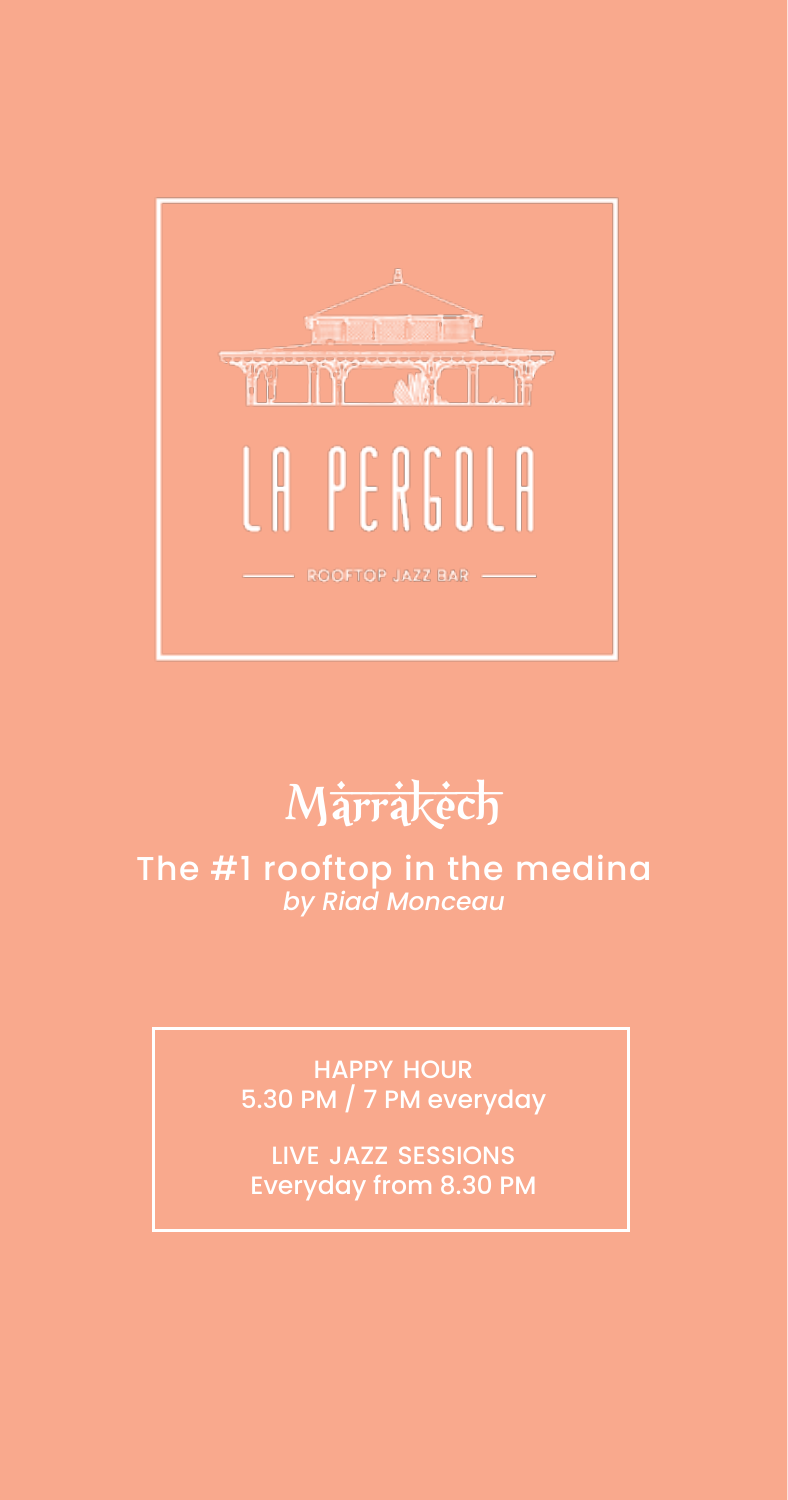# LA PERGOLA

ROOFTOP JAZZ BAR

## Marrakech

The #1 rooftop in the medina
*by Riad Monceau*

HAPPY HOUR
5.30 PM / 7 PM everyday

LIVE JAZZ SESSIONS
Everyday from 8.30 PM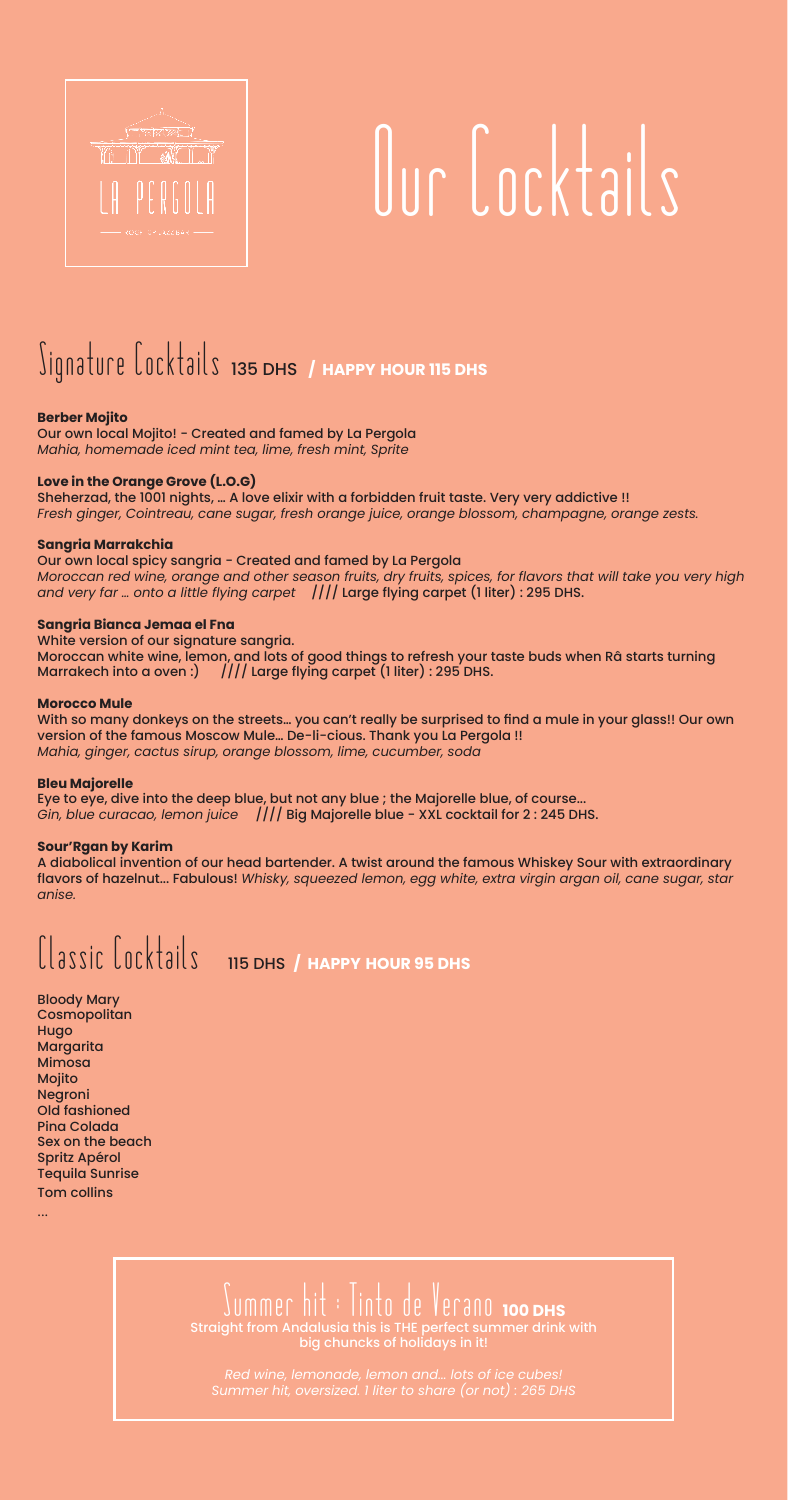LA PERGOLA

ROOF TOP LOUNGE BAR

# Our Cocktails

## Signature Cocktails 135 DHS / HAPPY HOUR 115 DHS

**Berber Mojito**
Our own local Mojito! - Created and famed by La Pergola
*Mahia, homemade iced mint tea, lime, fresh mint, Sprite*

**Love in the Orange Grove (L.O.G)**
Sheherzad, the 1001 nights, ... A love elixir with a forbidden fruit taste. Very very addictive !!
*Fresh ginger, Cointreau, cane sugar, fresh orange juice, orange blossom, champagne, orange zests.*

**Sangria Marrakchia**
Our own local spicy sangria - Created and famed by La Pergola
*Moroccan red wine, orange and other season fruits, dry fruits, spices, for flavors that will take you very high and very far ... onto a little flying carpet* //// Large flying carpet (1 liter) : 295 DHS.

**Sangria Bianca Jemaa el Fna**
White version of our signature sangria.
Moroccan white wine, lemon, and lots of good things to refresh your taste buds when Râ starts turning Marrakech into a oven :) //// Large flying carpet (1 liter) : 295 DHS.

**Morocco Mule**
With so many donkeys on the streets... you can't really be surprised to find a mule in your glass!! Our own version of the famous Moscow Mule... De-li-cious. Thank you La Pergola !!
*Mahia, ginger, cactus sirup, orange blossom, lime, cucumber, soda*

**Bleu Majorelle**
Eye to eye, dive into the deep blue, but not any blue ; the Majorelle blue, of course...
*Gin, blue curacao, lemon juice* //// Big Majorelle blue - XXL cocktail for 2 : 245 DHS.

**Sour'Rgan by Karim**
A diabolical invention of our head bartender. A twist around the famous Whiskey Sour with extraordinary flavors of hazelnut... Fabulous! *Whisky, squeezed lemon, egg white, extra virgin argan oil, cane sugar, star anise.*

## Classic Cocktails 115 DHS / HAPPY HOUR 95 DHS

Bloody Mary
Cosmopolitan
Hugo
Margarita
Mimosa
Mojito
Negroni
Old fashioned
Pina Colada
Sex on the beach
Spritz Apérol
Tequila Sunrise
Tom collins
...

## Summer hit : Tinto de Verano 100 DHS

Straight from Andalusia this is THE perfect summer drink with big chuncks of holidays in it!

*Red wine, lemonade, lemon and... lots of ice cubes!*
*Summer hit, oversized. 1 liter to share (or not) : 265 DHS*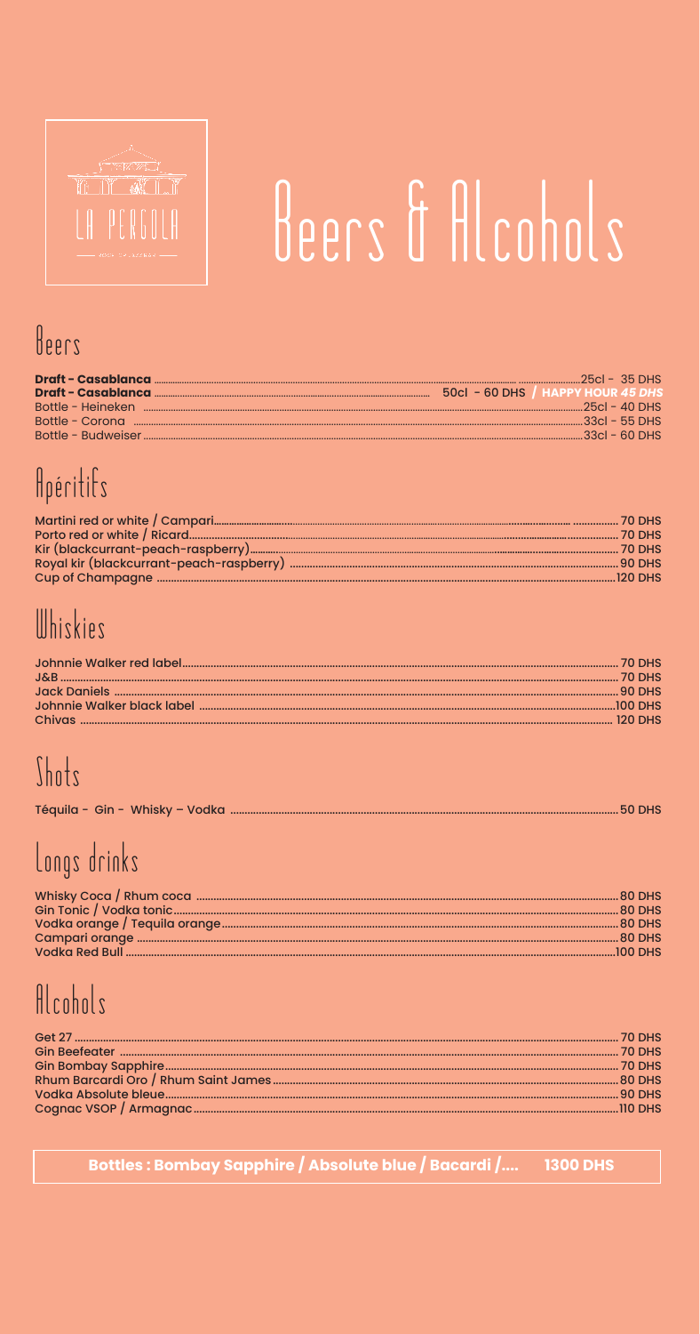LA PERGOLA

# Beers & Alcohols

## Beers

| Item | Price |
| --- | --- |
| **Draft - Casablanca** | 25cl - 35 DHS |
| **Draft - Casablanca** | 50cl - 60 DHS / **HAPPY HOUR *45 DHS*** |
| Bottle - Heineken | 25cl - 40 DHS |
| Bottle - Corona | 33cl - 55 DHS |
| Bottle - Budweiser | 33cl - 60 DHS |

## Apéritifs

| Item | Price |
| --- | --- |
| Martini red or white / Campari | 70 DHS |
| Porto red or white / Ricard | 70 DHS |
| Kir (blackcurrant-peach-raspberry) | 70 DHS |
| Royal kir (blackcurrant-peach-raspberry) | 90 DHS |
| Cup of Champagne | 120 DHS |

## Whiskies

| Item | Price |
| --- | --- |
| Johnnie Walker red label | 70 DHS |
| J&B | 70 DHS |
| Jack Daniels | 90 DHS |
| Johnnie Walker black label | 100 DHS |
| Chivas | 120 DHS |

## Shots

| Item | Price |
| --- | --- |
| Téquila - Gin - Whisky – Vodka | 50 DHS |

## Longs drinks

| Item | Price |
| --- | --- |
| Whisky Coca / Rhum coca | 80 DHS |
| Gin Tonic / Vodka tonic | 80 DHS |
| Vodka orange / Tequila orange | 80 DHS |
| Campari orange | 80 DHS |
| Vodka Red Bull | 100 DHS |

## Alcohols

| Item | Price |
| --- | --- |
| Get 27 | 70 DHS |
| Gin Beefeater | 70 DHS |
| Gin Bombay Sapphire | 70 DHS |
| Rhum Barcardi Oro / Rhum Saint James | 80 DHS |
| Vodka Absolute bleue | 90 DHS |
| Cognac VSOP / Armagnac | 110 DHS |

**Bottles : Bombay Sapphire / Absolute blue / Bacardi /.... 1300 DHS**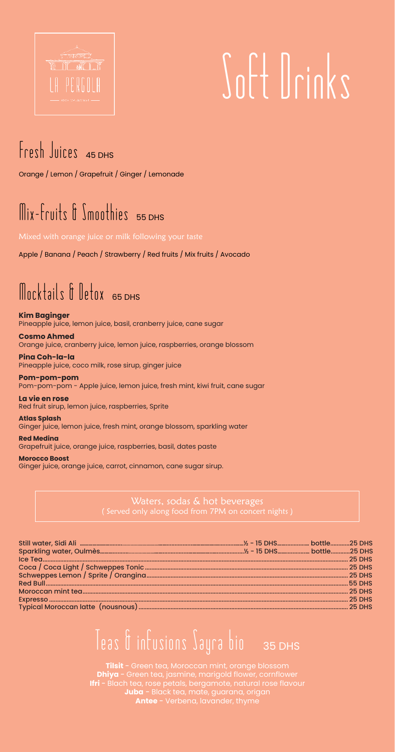LA PERGOLA

# Soft Drinks

## Fresh Juices 45 DHS

Orange / Lemon / Grapefruit / Ginger / Lemonade

## Mix-Fruits & Smoothies 55 DHS

Mixed with orange juice or milk following your taste

Apple / Banana / Peach / Strawberry / Red fruits / Mix fruits / Avocado

## Mocktails & Detox 65 DHS

**Kim Baginger**
Pineapple juice, lemon juice, basil, cranberry juice, cane sugar

**Cosmo Ahmed**
Orange juice, cranberry juice, lemon juice, raspberries, orange blossom

**Pina Coh-la-la**
Pineapple juice, coco milk, rose sirup, ginger juice

**Pom-pom-pom**
Pom-pom-pom - Apple juice, lemon juice, fresh mint, kiwi fruit, cane sugar

**La vie en rose**
Red fruit sirup, lemon juice, raspberries, Sprite

**Atlas Splash**
Ginger juice, lemon juice, fresh mint, orange blossom, sparkling water

**Red Medina**
Grapefruit juice, orange juice, raspberries, basil, dates paste

**Morocco Boost**
Ginger juice, orange juice, carrot, cinnamon, cane sugar sirup.

## Waters, sodas & hot beverages

( Served only along food from 7PM on concert nights )

| Item | ½ | Bottle / Price |
|---|---|---|
| Still water, Sidi Ali | ½ - 15 DHS | bottle 25 DHS |
| Sparkling water, Oulmès | ½ - 15 DHS | bottle 25 DHS |
| Ice Tea | | 25 DHS |
| Coca / Coca Light / Schweppes Tonic | | 25 DHS |
| Schweppes Lemon / Sprite / Orangina | | 25 DHS |
| Red Bull | | 55 DHS |
| Moroccan mint tea | | 25 DHS |
| Expresso | | 25 DHS |
| Typical Moroccan latte (nousnous) | | 25 DHS |

## Teas & infusions Sayra bio 35 DHS

**Tilsit** - Green tea, Moroccan mint, orange blossom
**Dhiya** - Green tea, jasmine, marigold flower, cornflower
**Ifri** - Blach tea, rose petals, bergamote, natural rose flavour
**Juba** - Black tea, mate, guarana, origan
**Antee** - Verbena, lavander, thyme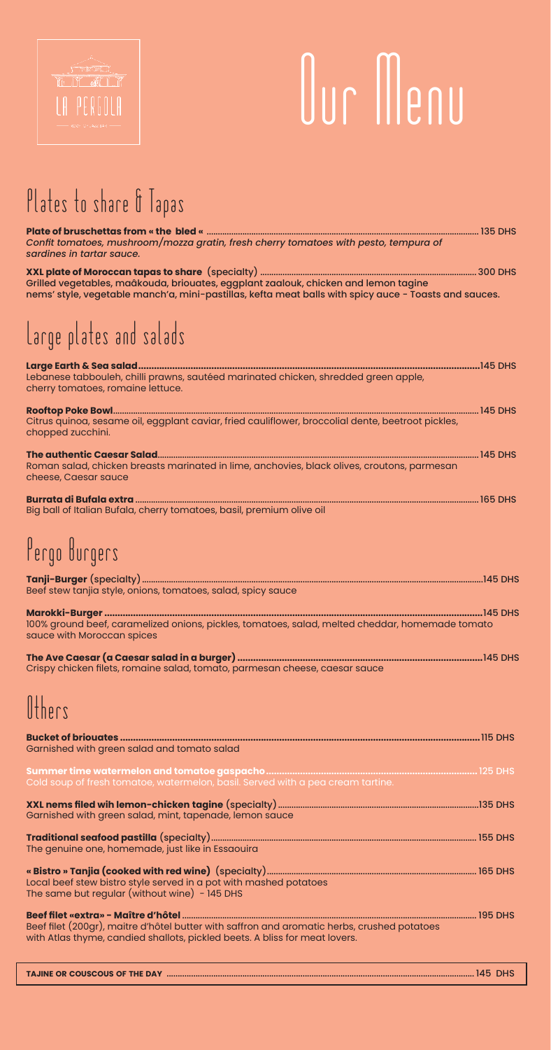LA PERGOLA

# Our Menu

## Plates to share & Tapas

**Plate of bruschettas from « the bled «** ........ 135 DHS
*Confit tomatoes, mushroom/mozza gratin, fresh cherry tomatoes with pesto, tempura of sardines in tartar sauce.*

**XXL plate of Moroccan tapas to share** (specialty) ........ 300 DHS
Grilled vegetables, maâkouda, briouates, eggplant zaalouk, chicken and lemon tagine nems' style, vegetable manch'a, mini-pastillas, kefta meat balls with spicy auce - Toasts and sauces.

## Large plates and salads

**Large Earth & Sea salad** ........ 145 DHS
Lebanese tabbouleh, chilli prawns, sautéed marinated chicken, shredded green apple, cherry tomatoes, romaine lettuce.

**Rooftop Poke Bowl** ........ 145 DHS
Citrus quinoa, sesame oil, eggplant caviar, fried cauliflower, broccolial dente, beetroot pickles, chopped zucchini.

**The authentic Caesar Salad** ........ 145 DHS
Roman salad, chicken breasts marinated in lime, anchovies, black olives, croutons, parmesan cheese, Caesar sauce

**Burrata di Bufala extra** ........ 165 DHS
Big ball of Italian Bufala, cherry tomatoes, basil, premium olive oil

## Pergo Burgers

**Tanji-Burger** (specialty) ........ 145 DHS
Beef stew tanjia style, onions, tomatoes, salad, spicy sauce

**Marokki-Burger** ........ 145 DHS
100% ground beef, caramelized onions, pickles, tomatoes, salad, melted cheddar, homemade tomato sauce with Moroccan spices

**The Ave Caesar (a Caesar salad in a burger)** ........ 145 DHS
Crispy chicken filets, romaine salad, tomato, parmesan cheese, caesar sauce

## Others

**Bucket of briouates** ........ 115 DHS
Garnished with green salad and tomato salad

**Summer time watermelon and tomatoe gaspacho** ........ 125 DHS
Cold soup of fresh tomatoe, watermelon, basil. Served with a pea cream tartine.

**XXL nems filed wih lemon-chicken tagine** (specialty) ........ 135 DHS
Garnished with green salad, mint, tapenade, lemon sauce

**Traditional seafood pastilla** (specialty) ........ 155 DHS
The genuine one, homemade, just like in Essaouira

**« Bistro » Tanjia (cooked with red wine)** (specialty) ........ 165 DHS
Local beef stew bistro style served in a pot with mashed potatoes
The same but regular (without wine) - 145 DHS

**Beef filet «extra» - Maître d'hôtel** ........ 195 DHS
Beef filet (200gr), maitre d'hôtel butter with saffron and aromatic herbs, crushed potatoes with Atlas thyme, candied shallots, pickled beets. A bliss for meat lovers.

**TAJINE OR COUSCOUS OF THE DAY** ........ 145 DHS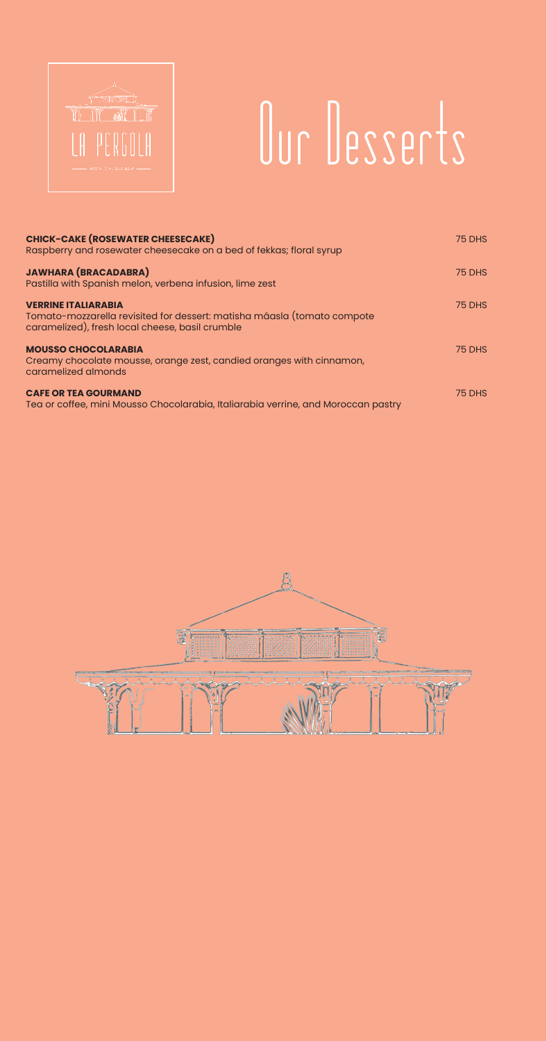LA PERGOLA

# Our Desserts

**CHICK-CAKE (ROSEWATER CHEESECAKE)** — 75 DHS
Raspberry and rosewater cheesecake on a bed of fekkas; floral syrup

**JAWHARA (BRACADABRA)** — 75 DHS
Pastilla with Spanish melon, verbena infusion, lime zest

**VERRINE ITALIARABIA** — 75 DHS
Tomato-mozzarella revisited for dessert: matisha mâasla (tomato compote caramelized), fresh local cheese, basil crumble

**MOUSSO CHOCOLARABIA** — 75 DHS
Creamy chocolate mousse, orange zest, candied oranges with cinnamon, caramelized almonds

**CAFE OR TEA GOURMAND** — 75 DHS
Tea or coffee, mini Mousso Chocolarabia, Italiarabia verrine, and Moroccan pastry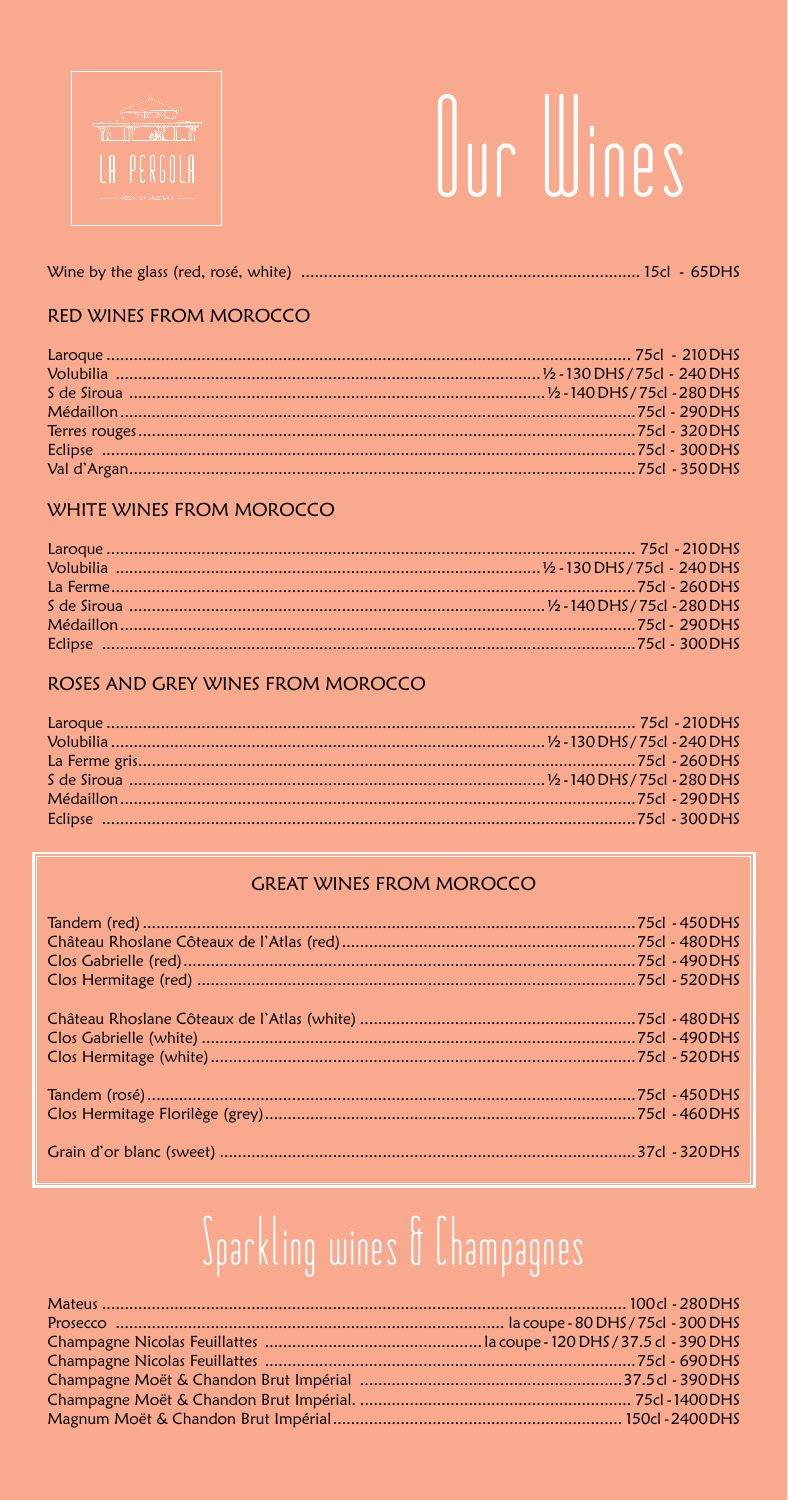LA PERGOLA

# Our Wines

Wine by the glass (red, rosé, white) .......... 15cl - 65DHS

## RED WINES FROM MOROCCO

| | |
|---|---|
| Laroque | 75cl - 210DHS |
| Volubilia | ½ - 130 DHS / 75cl - 240 DHS |
| S de Siroua | ½ - 140 DHS / 75cl - 280 DHS |
| Médaillon | 75cl - 290DHS |
| Terres rouges | 75cl - 320DHS |
| Eclipse | 75cl - 300DHS |
| Val d'Argan | 75cl - 350DHS |

## WHITE WINES FROM MOROCCO

| | |
|---|---|
| Laroque | 75cl - 210DHS |
| Volubilia | ½ - 130 DHS / 75cl - 240 DHS |
| La Ferme | 75cl - 260DHS |
| S de Siroua | ½ - 140 DHS / 75cl - 280 DHS |
| Médaillon | 75cl - 290DHS |
| Eclipse | 75cl - 300DHS |

## ROSES AND GREY WINES FROM MOROCCO

| | |
|---|---|
| Laroque | 75cl - 210DHS |
| Volubilia | ½ - 130 DHS / 75cl - 240 DHS |
| La Ferme gris | 75cl - 260DHS |
| S de Siroua | ½ - 140 DHS / 75cl - 280 DHS |
| Médaillon | 75cl - 290DHS |
| Eclipse | 75cl - 300DHS |

## GREAT WINES FROM MOROCCO

| | |
|---|---|
| Tandem (red) | 75cl - 450DHS |
| Château Rhoslane Côteaux de l'Atlas (red) | 75cl - 480DHS |
| Clos Gabrielle (red) | 75cl - 490DHS |
| Clos Hermitage (red) | 75cl - 520DHS |
| Château Rhoslane Côteaux de l'Atlas (white) | 75cl - 480DHS |
| Clos Gabrielle (white) | 75cl - 490DHS |
| Clos Hermitage (white) | 75cl - 520DHS |
| Tandem (rosé) | 75cl - 450DHS |
| Clos Hermitage Florilège (grey) | 75cl - 460DHS |
| Grain d'or blanc (sweet) | 37cl - 320DHS |

# Sparkling wines & Champagnes

| | |
|---|---|
| Mateus | 100cl - 280DHS |
| Prosecco | la coupe - 80 DHS / 75cl - 300 DHS |
| Champagne Nicolas Feuillattes | la coupe - 120 DHS / 37.5 cl - 390 DHS |
| Champagne Nicolas Feuillattes | 75cl - 690DHS |
| Champagne Moët & Chandon Brut Impérial | 37.5cl - 390DHS |
| Champagne Moët & Chandon Brut Impérial. | 75cl - 1400DHS |
| Magnum Moët & Chandon Brut Impérial | 150cl - 2400DHS |